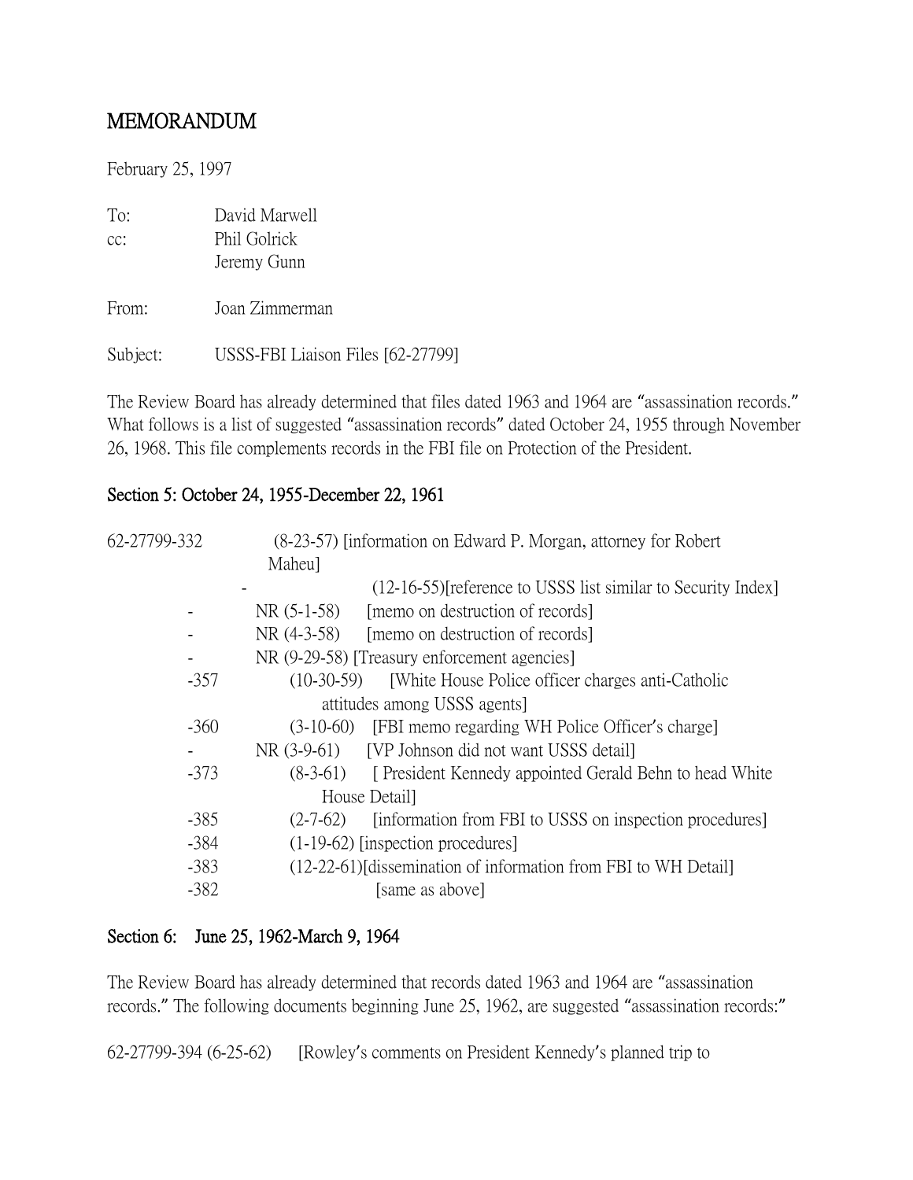# MEMORANDUM

February 25, 1997

To: David Marwell
cc: Phil Golrick
Jeremy Gunn

From: Joan Zimmerman

Subject: USSS-FBI Liaison Files [62-27799]

The Review Board has already determined that files dated 1963 and 1964 are "assassination records." What follows is a list of suggested "assassination records" dated October 24, 1955 through November 26, 1968. This file complements records in the FBI file on Protection of the President.

## Section 5: October 24, 1955-December 22, 1961

62-27799-332 (8-23-57) [information on Edward P. Morgan, attorney for Robert Maheu]
- (12-16-55)[reference to USSS list similar to Security Index]
- NR (5-1-58) [memo on destruction of records]
- NR (4-3-58) [memo on destruction of records]
- NR (9-29-58) [Treasury enforcement agencies]

-357 (10-30-59) [White House Police officer charges anti-Catholic attitudes among USSS agents]
-360 (3-10-60) [FBI memo regarding WH Police Officer's charge]
- NR (3-9-61) [VP Johnson did not want USSS detail]

-373 (8-3-61) [ President Kennedy appointed Gerald Behn to head White House Detail]
-385 (2-7-62) [information from FBI to USSS on inspection procedures]
-384 (1-19-62) [inspection procedures]
-383 (12-22-61)[dissemination of information from FBI to WH Detail]
-382 [same as above]

## Section 6: June 25, 1962-March 9, 1964

The Review Board has already determined that records dated 1963 and 1964 are "assassination records." The following documents beginning June 25, 1962, are suggested "assassination records:"

62-27799-394 (6-25-62) [Rowley's comments on President Kennedy's planned trip to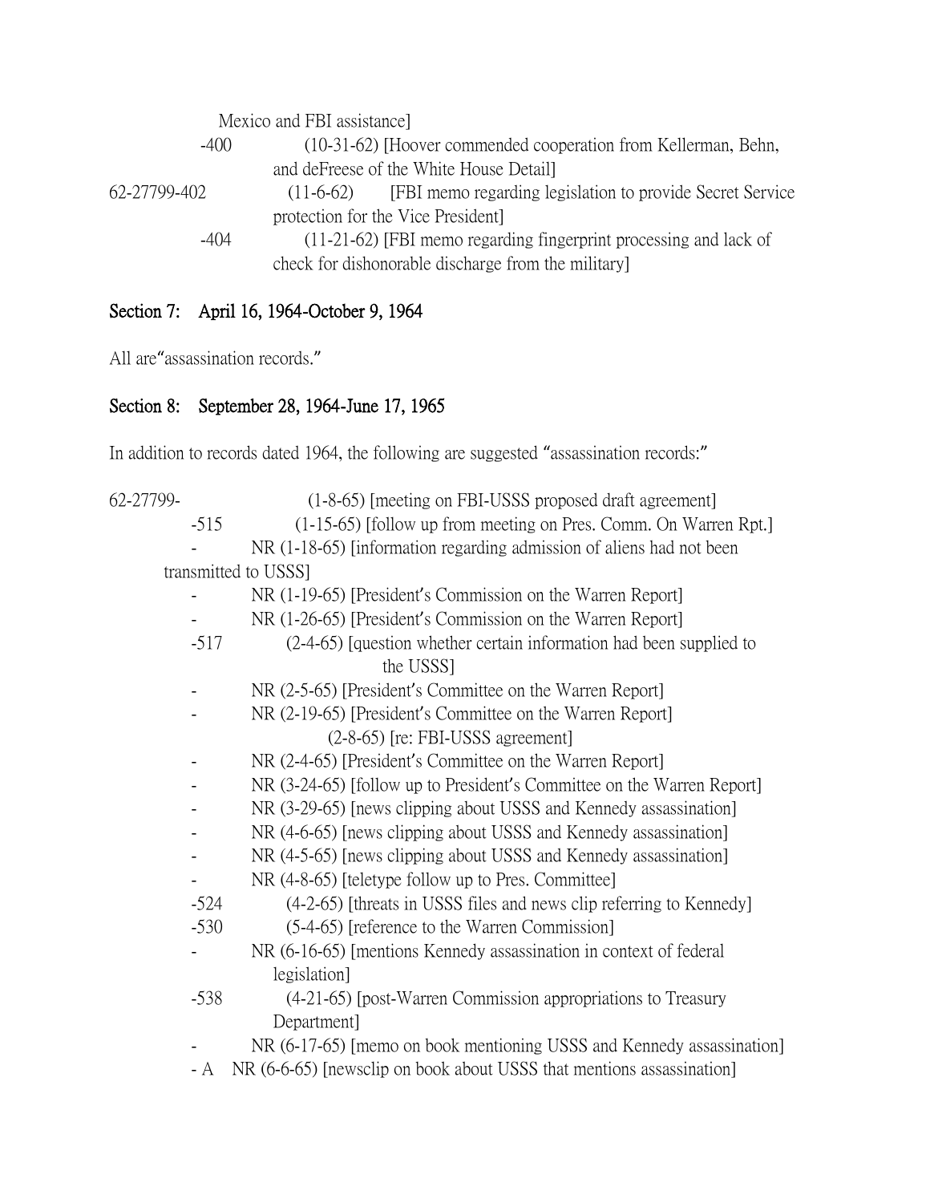Mexico and FBI assistance]

-400 (10-31-62) [Hoover commended cooperation from Kellerman, Behn, and deFreese of the White House Detail]

62-27799-402 (11-6-62) [FBI memo regarding legislation to provide Secret Service protection for the Vice President]

-404 (11-21-62) [FBI memo regarding fingerprint processing and lack of check for dishonorable discharge from the military]

## Section 7: April 16, 1964-October 9, 1964

All are"assassination records."

## Section 8: September 28, 1964-June 17, 1965

In addition to records dated 1964, the following are suggested "assassination records:"

62-27799- (1-8-65) [meeting on FBI-USSS proposed draft agreement]

-515 (1-15-65) [follow up from meeting on Pres. Comm. On Warren Rpt.]

- NR (1-18-65) [information regarding admission of aliens had not been transmitted to USSS]
- NR (1-19-65) [President's Commission on the Warren Report]
- NR (1-26-65) [President's Commission on the Warren Report]

-517 (2-4-65) [question whether certain information had been supplied to the USSS]

- NR (2-5-65) [President's Committee on the Warren Report]
- NR (2-19-65) [President's Committee on the Warren Report]

(2-8-65) [re: FBI-USSS agreement]

- NR (2-4-65) [President's Committee on the Warren Report]
- NR (3-24-65) [follow up to President's Committee on the Warren Report]
- NR (3-29-65) [news clipping about USSS and Kennedy assassination]
- NR (4-6-65) [news clipping about USSS and Kennedy assassination]
- NR (4-5-65) [news clipping about USSS and Kennedy assassination]
- NR (4-8-65) [teletype follow up to Pres. Committee]

-524 (4-2-65) [threats in USSS files and news clip referring to Kennedy]

-530 (5-4-65) [reference to the Warren Commission]

- NR (6-16-65) [mentions Kennedy assassination in context of federal legislation]

-538 (4-21-65) [post-Warren Commission appropriations to Treasury Department]

- NR (6-17-65) [memo on book mentioning USSS and Kennedy assassination]

- A NR (6-6-65) [newsclip on book about USSS that mentions assassination]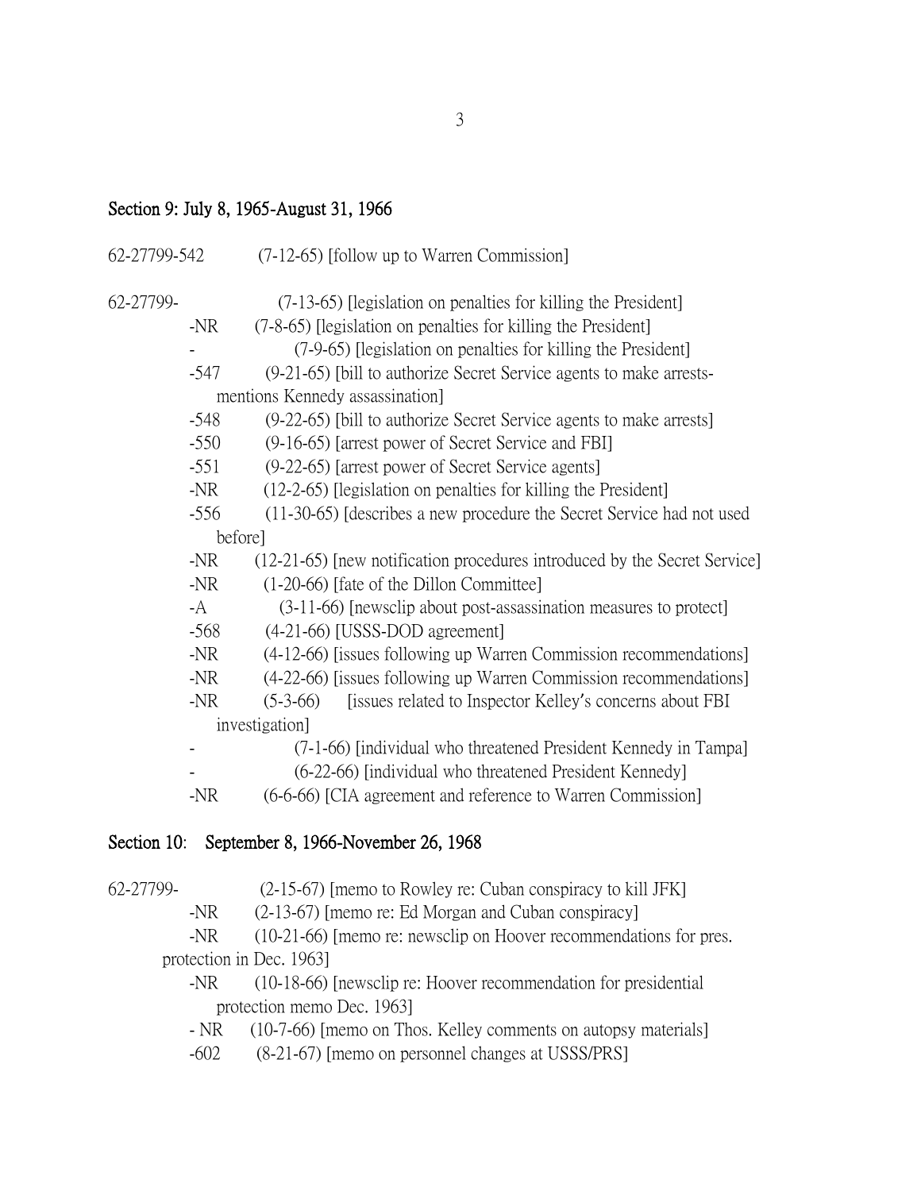**Section 9: July 8, 1965-August 31, 1966**

62-27799-542 (7-12-65) [follow up to Warren Commission]

62-27799- (7-13-65) [legislation on penalties for killing the President]
- -NR (7-8-65) [legislation on penalties for killing the President]
- - (7-9-65) [legislation on penalties for killing the President]
- -547 (9-21-65) [bill to authorize Secret Service agents to make arrests- mentions Kennedy assassination]
- -548 (9-22-65) [bill to authorize Secret Service agents to make arrests]
- -550 (9-16-65) [arrest power of Secret Service and FBI]
- -551 (9-22-65) [arrest power of Secret Service agents]
- -NR (12-2-65) [legislation on penalties for killing the President]
- -556 (11-30-65) [describes a new procedure the Secret Service had not used before]
- -NR (12-21-65) [new notification procedures introduced by the Secret Service]
- -NR (1-20-66) [fate of the Dillon Committee]
- -A (3-11-66) [newsclip about post-assassination measures to protect]
- -568 (4-21-66) [USSS-DOD agreement]
- -NR (4-12-66) [issues following up Warren Commission recommendations]
- -NR (4-22-66) [issues following up Warren Commission recommendations]
- -NR (5-3-66) [issues related to Inspector Kelley's concerns about FBI investigation]
- - (7-1-66) [individual who threatened President Kennedy in Tampa]
- - (6-22-66) [individual who threatened President Kennedy]
- -NR (6-6-66) [CIA agreement and reference to Warren Commission]

**Section 10: September 8, 1966-November 26, 1968**

62-27799- (2-15-67) [memo to Rowley re: Cuban conspiracy to kill JFK]
- -NR (2-13-67) [memo re: Ed Morgan and Cuban conspiracy]
- -NR (10-21-66) [memo re: newsclip on Hoover recommendations for pres. protection in Dec. 1963]
- -NR (10-18-66) [newsclip re: Hoover recommendation for presidential protection memo Dec. 1963]
- - NR (10-7-66) [memo on Thos. Kelley comments on autopsy materials]
- -602 (8-21-67) [memo on personnel changes at USSS/PRS]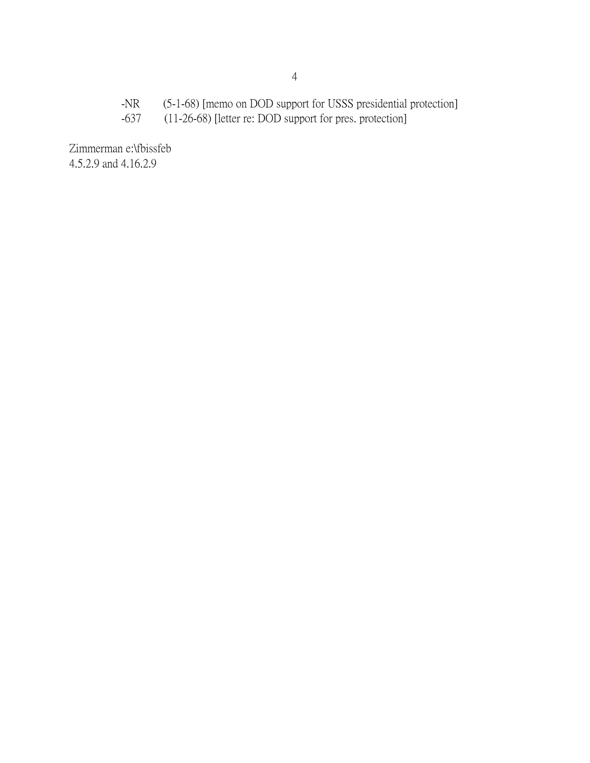-NR (5-1-68) [memo on DOD support for USSS presidential protection]
-637 (11-26-68) [letter re: DOD support for pres. protection]

Zimmerman e:\fbissfeb
4.5.2.9 and 4.16.2.9